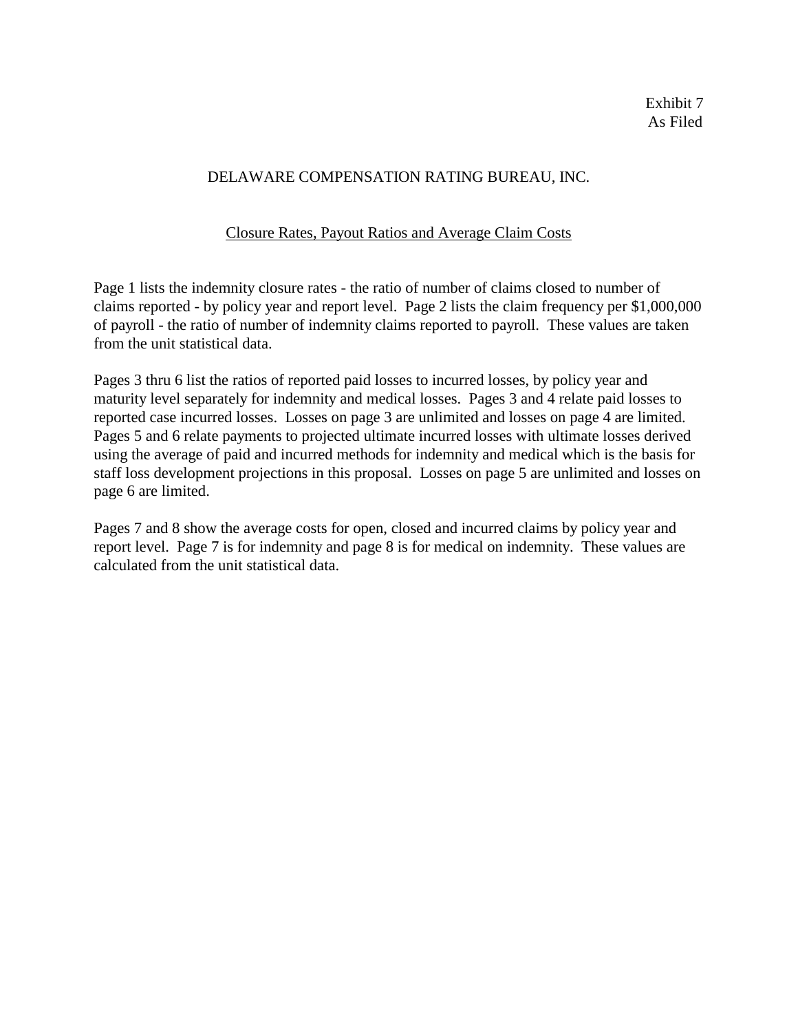Exhibit 7
As Filed

# DELAWARE COMPENSATION RATING BUREAU, INC.

## Closure Rates, Payout Ratios and Average Claim Costs

Page 1 lists the indemnity closure rates - the ratio of number of claims closed to number of claims reported - by policy year and report level. Page 2 lists the claim frequency per $1,000,000 of payroll - the ratio of number of indemnity claims reported to payroll. These values are taken from the unit statistical data.

Pages 3 thru 6 list the ratios of reported paid losses to incurred losses, by policy year and maturity level separately for indemnity and medical losses. Pages 3 and 4 relate paid losses to reported case incurred losses. Losses on page 3 are unlimited and losses on page 4 are limited. Pages 5 and 6 relate payments to projected ultimate incurred losses with ultimate losses derived using the average of paid and incurred methods for indemnity and medical which is the basis for staff loss development projections in this proposal. Losses on page 5 are unlimited and losses on page 6 are limited.

Pages 7 and 8 show the average costs for open, closed and incurred claims by policy year and report level. Page 7 is for indemnity and page 8 is for medical on indemnity. These values are calculated from the unit statistical data.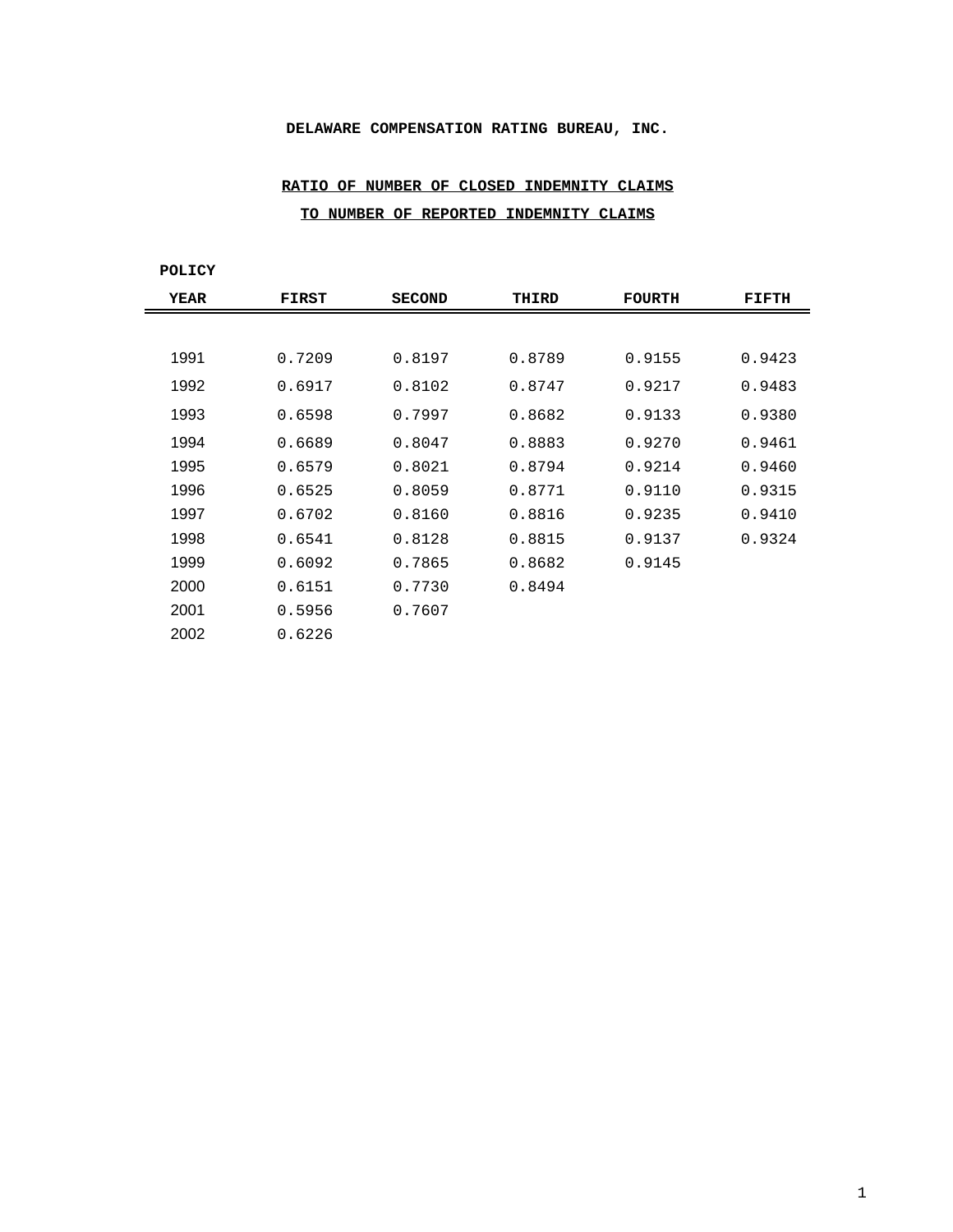**DELAWARE COMPENSATION RATING BUREAU, INC.**

**RATIO OF NUMBER OF CLOSED INDEMNITY CLAIMS**
**TO NUMBER OF REPORTED INDEMNITY CLAIMS**

| POLICY YEAR | FIRST | SECOND | THIRD | FOURTH | FIFTH |
|---|---|---|---|---|---|
| 1991 | 0.7209 | 0.8197 | 0.8789 | 0.9155 | 0.9423 |
| 1992 | 0.6917 | 0.8102 | 0.8747 | 0.9217 | 0.9483 |
| 1993 | 0.6598 | 0.7997 | 0.8682 | 0.9133 | 0.9380 |
| 1994 | 0.6689 | 0.8047 | 0.8883 | 0.9270 | 0.9461 |
| 1995 | 0.6579 | 0.8021 | 0.8794 | 0.9214 | 0.9460 |
| 1996 | 0.6525 | 0.8059 | 0.8771 | 0.9110 | 0.9315 |
| 1997 | 0.6702 | 0.8160 | 0.8816 | 0.9235 | 0.9410 |
| 1998 | 0.6541 | 0.8128 | 0.8815 | 0.9137 | 0.9324 |
| 1999 | 0.6092 | 0.7865 | 0.8682 | 0.9145 | |
| 2000 | 0.6151 | 0.7730 | 0.8494 | | |
| 2001 | 0.5956 | 0.7607 | | | |
| 2002 | 0.6226 | | | | |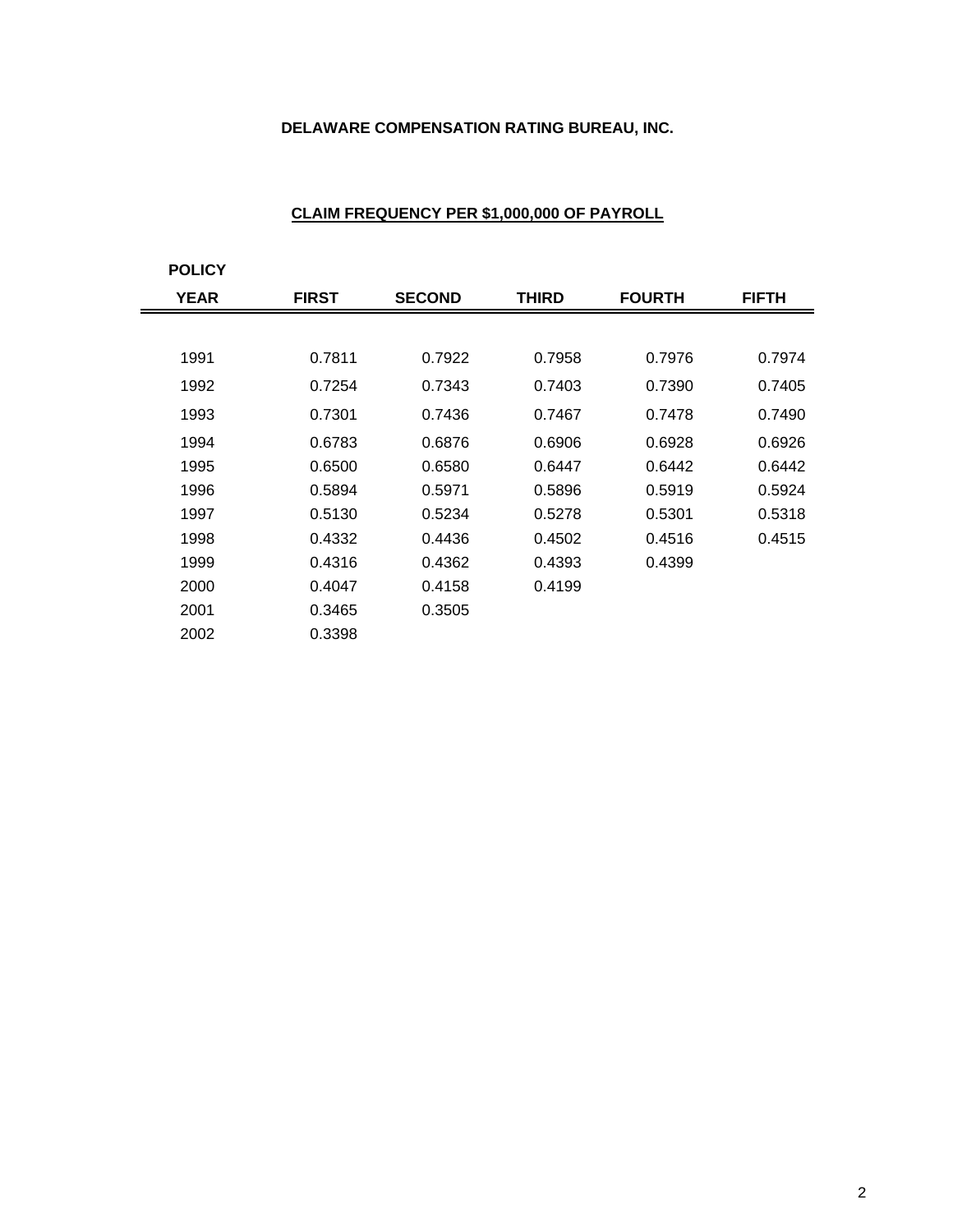**DELAWARE COMPENSATION RATING BUREAU, INC.**

**CLAIM FREQUENCY PER $1,000,000 OF PAYROLL**

| POLICY YEAR | FIRST | SECOND | THIRD | FOURTH | FIFTH |
|---|---|---|---|---|---|
| 1991 | 0.7811 | 0.7922 | 0.7958 | 0.7976 | 0.7974 |
| 1992 | 0.7254 | 0.7343 | 0.7403 | 0.7390 | 0.7405 |
| 1993 | 0.7301 | 0.7436 | 0.7467 | 0.7478 | 0.7490 |
| 1994 | 0.6783 | 0.6876 | 0.6906 | 0.6928 | 0.6926 |
| 1995 | 0.6500 | 0.6580 | 0.6447 | 0.6442 | 0.6442 |
| 1996 | 0.5894 | 0.5971 | 0.5896 | 0.5919 | 0.5924 |
| 1997 | 0.5130 | 0.5234 | 0.5278 | 0.5301 | 0.5318 |
| 1998 | 0.4332 | 0.4436 | 0.4502 | 0.4516 | 0.4515 |
| 1999 | 0.4316 | 0.4362 | 0.4393 | 0.4399 | |
| 2000 | 0.4047 | 0.4158 | 0.4199 | | |
| 2001 | 0.3465 | 0.3505 | | | |
| 2002 | 0.3398 | | | | |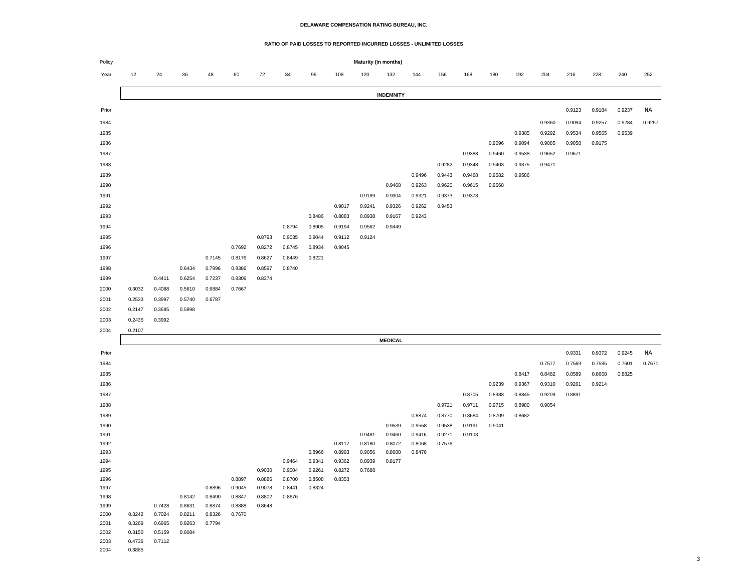**DELAWARE COMPENSATION RATING BUREAU, INC.**

**RATIO OF PAID LOSSES TO REPORTED INCURRED LOSSES - UNLIMITED LOSSES**

| Policy Year | Maturity (in months) | | | | | | | | | | | | | | | | | | | | |
|---|---|---|---|---|---|---|---|---|---|---|---|---|---|---|---|---|---|---|---|---|---|
| | 12 | 24 | 36 | 48 | 60 | 72 | 84 | 96 | 108 | 120 | 132 | 144 | 156 | 168 | 180 | 192 | 204 | 216 | 228 | 240 | 252 |
| **INDEMNITY** | | | | | | | | | | | | | | | | | | | | | |
| Prior | | | | | | | | | | | | | | | | | | 0.9123 | 0.9184 | 0.9237 | NA |
| 1984 | | | | | | | | | | | | | | | | | 0.9360 | 0.9094 | 0.9257 | 0.9284 | 0.9257 |
| 1985 | | | | | | | | | | | | | | | | 0.9385 | 0.9292 | 0.9534 | 0.9565 | 0.9539 | |
| 1986 | | | | | | | | | | | | | | | 0.9096 | 0.9094 | 0.9085 | 0.9058 | 0.9175 | | |
| 1987 | | | | | | | | | | | | | | 0.9388 | 0.9460 | 0.9538 | 0.9652 | 0.9671 | | | |
| 1988 | | | | | | | | | | | | | 0.9282 | 0.9348 | 0.9403 | 0.9375 | 0.9471 | | | | |
| 1989 | | | | | | | | | | | | 0.9496 | 0.9443 | 0.9468 | 0.9582 | 0.9586 | | | | | |
| 1990 | | | | | | | | | | | 0.9468 | 0.9263 | 0.9620 | 0.9615 | 0.9568 | | | | | | |
| 1991 | | | | | | | | | | 0.9199 | 0.9304 | 0.9321 | 0.9373 | 0.9373 | | | | | | | |
| 1992 | | | | | | | | | 0.9017 | 0.9241 | 0.9326 | 0.9262 | 0.9453 | | | | | | | | |
| 1993 | | | | | | | | 0.8486 | 0.8883 | 0.8938 | 0.9167 | 0.9243 | | | | | | | | | |
| 1994 | | | | | | | 0.8794 | 0.8905 | 0.9194 | 0.9562 | 0.9449 | | | | | | | | | | |
| 1995 | | | | | | 0.8793 | 0.9035 | 0.9044 | 0.9112 | 0.9124 | | | | | | | | | | | |
| 1996 | | | | | 0.7692 | 0.8272 | 0.8745 | 0.8934 | 0.9045 | | | | | | | | | | | | |
| 1997 | | | | 0.7145 | 0.8176 | 0.8627 | 0.8449 | 0.8221 | | | | | | | | | | | | | |
| 1998 | | | 0.6434 | 0.7996 | 0.8386 | 0.8597 | 0.8740 | | | | | | | | | | | | | | |
| 1999 | | 0.4411 | 0.6254 | 0.7237 | 0.8306 | 0.8374 | | | | | | | | | | | | | | | |
| 2000 | 0.3032 | 0.4088 | 0.5610 | 0.6884 | 0.7667 | | | | | | | | | | | | | | | | |
| 2001 | 0.2533 | 0.3997 | 0.5740 | 0.6787 | | | | | | | | | | | | | | | | | |
| 2002 | 0.2147 | 0.3695 | 0.5998 | | | | | | | | | | | | | | | | | | |
| 2003 | 0.2435 | 0.3992 | | | | | | | | | | | | | | | | | | | |
| 2004 | 0.2107 | | | | | | | | | | | | | | | | | | | | |
| **MEDICAL** | | | | | | | | | | | | | | | | | | | | | |
| Prior | | | | | | | | | | | | | | | | | | 0.9331 | 0.9372 | 0.9245 | NA |
| 1984 | | | | | | | | | | | | | | | | | 0.7577 | 0.7569 | 0.7585 | 0.7601 | 0.7671 |
| 1985 | | | | | | | | | | | | | | | | 0.8417 | 0.8482 | 0.8589 | 0.8668 | 0.8825 | |
| 1986 | | | | | | | | | | | | | | | 0.9239 | 0.9367 | 0.9310 | 0.9261 | 0.9214 | | |
| 1987 | | | | | | | | | | | | | | 0.8705 | 0.8988 | 0.8845 | 0.9209 | 0.8891 | | | |
| 1988 | | | | | | | | | | | | | 0.9721 | 0.9711 | 0.9715 | 0.8980 | 0.9054 | | | | |
| 1989 | | | | | | | | | | | | 0.8874 | 0.8770 | 0.8684 | 0.8709 | 0.8682 | | | | | |
| 1990 | | | | | | | | | | | 0.9539 | 0.9558 | 0.9538 | 0.9191 | 0.9041 | | | | | | |
| 1991 | | | | | | | | | | 0.9481 | 0.9460 | 0.9416 | 0.9271 | 0.9103 | | | | | | | |
| 1992 | | | | | | | | | 0.8117 | 0.8180 | 0.8072 | 0.8068 | 0.7576 | | | | | | | | |
| 1993 | | | | | | | | 0.8966 | 0.8993 | 0.9056 | 0.8688 | 0.8476 | | | | | | | | | |
| 1994 | | | | | | | 0.9464 | 0.9341 | 0.9362 | 0.8939 | 0.8177 | | | | | | | | | | |
| 1995 | | | | | | 0.9030 | 0.9004 | 0.9261 | 0.8272 | 0.7688 | | | | | | | | | | | |
| 1996 | | | | | 0.8897 | 0.8886 | 0.8700 | 0.8508 | 0.8353 | | | | | | | | | | | | |
| 1997 | | | | 0.8896 | 0.9045 | 0.9078 | 0.8441 | 0.8324 | | | | | | | | | | | | | |
| 1998 | | | 0.8142 | 0.8490 | 0.8847 | 0.8802 | 0.8676 | | | | | | | | | | | | | | |
| 1999 | | 0.7428 | 0.8631 | 0.8874 | 0.8888 | 0.8648 | | | | | | | | | | | | | | | |
| 2000 | 0.3242 | 0.7024 | 0.8211 | 0.8326 | 0.7670 | | | | | | | | | | | | | | | | |
| 2001 | 0.3269 | 0.6965 | 0.8263 | 0.7794 | | | | | | | | | | | | | | | | | |
| 2002 | 0.3150 | 0.5159 | 0.6084 | | | | | | | | | | | | | | | | | | |
| 2003 | 0.4736 | 0.7112 | | | | | | | | | | | | | | | | | | | |
| 2004 | 0.3885 | | | | | | | | | | | | | | | | | | | | |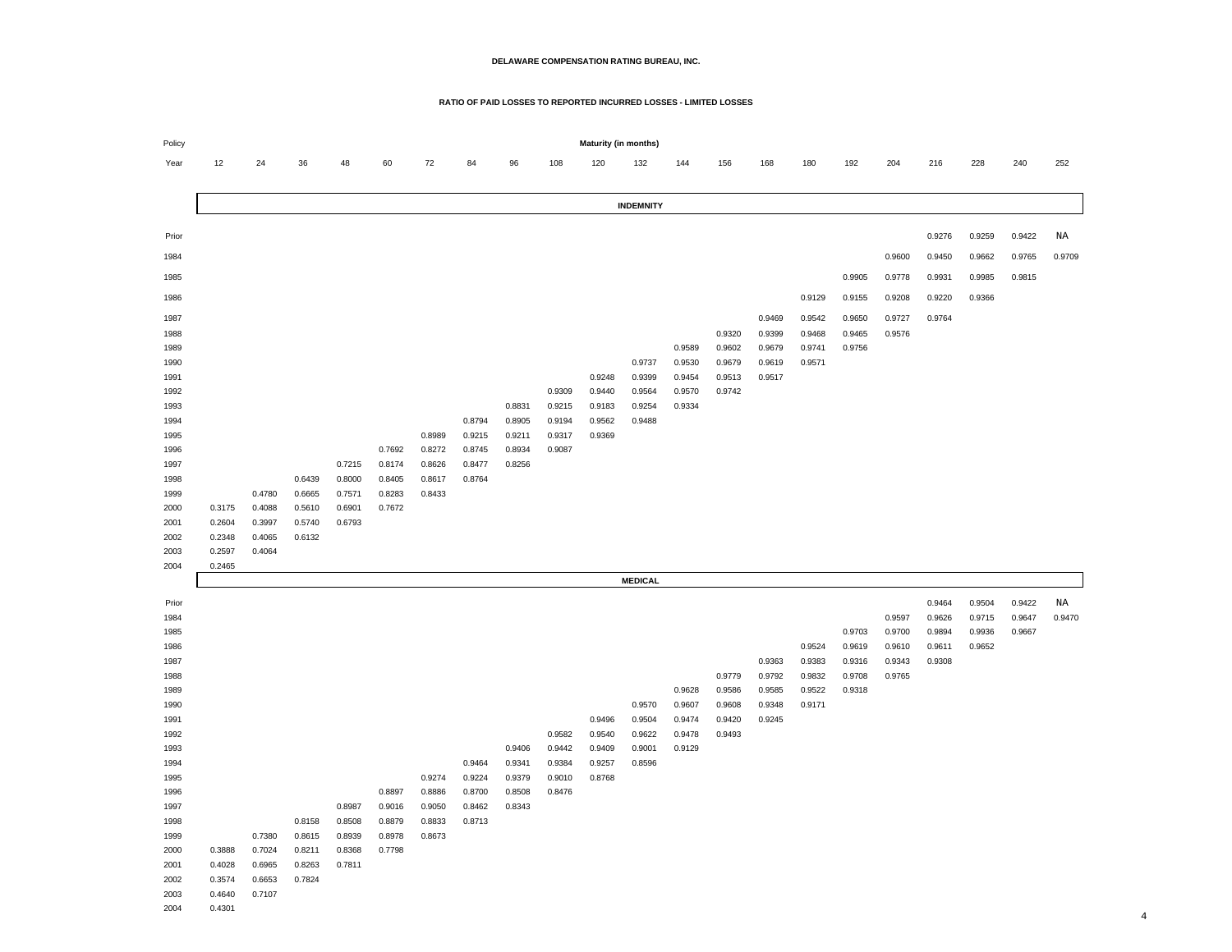**DELAWARE COMPENSATION RATING BUREAU, INC.**

**RATIO OF PAID LOSSES TO REPORTED INCURRED LOSSES - LIMITED LOSSES**

| Policy Year | 12 | 24 | 36 | 48 | 60 | 72 | 84 | 96 | 108 | 120 | 132 | 144 | 156 | 168 | 180 | 192 | 204 | 216 | 228 | 240 | 252 |
|---|---|---|---|---|---|---|---|---|---|---|---|---|---|---|---|---|---|---|---|---|---|
| **INDEMNITY** | | | | | | | | | | | | | | | | | | | | | |
| Prior | | | | | | | | | | | | | | | | | | 0.9276 | 0.9259 | 0.9422 | NA |
| 1984 | | | | | | | | | | | | | | | | | 0.9600 | 0.9450 | 0.9662 | 0.9765 | 0.9709 |
| 1985 | | | | | | | | | | | | | | | | 0.9905 | 0.9778 | 0.9931 | 0.9985 | 0.9815 | |
| 1986 | | | | | | | | | | | | | | | 0.9129 | 0.9155 | 0.9208 | 0.9220 | 0.9366 | | |
| 1987 | | | | | | | | | | | | | | 0.9469 | 0.9542 | 0.9650 | 0.9727 | 0.9764 | | | |
| 1988 | | | | | | | | | | | | | 0.9320 | 0.9399 | 0.9468 | 0.9465 | 0.9576 | | | | |
| 1989 | | | | | | | | | | | | 0.9589 | 0.9602 | 0.9679 | 0.9741 | 0.9756 | | | | | |
| 1990 | | | | | | | | | | | 0.9737 | 0.9530 | 0.9679 | 0.9619 | 0.9571 | | | | | | |
| 1991 | | | | | | | | | | 0.9248 | 0.9399 | 0.9454 | 0.9513 | 0.9517 | | | | | | | |
| 1992 | | | | | | | | | 0.9309 | 0.9440 | 0.9564 | 0.9570 | 0.9742 | | | | | | | | |
| 1993 | | | | | | | | 0.8831 | 0.9215 | 0.9183 | 0.9254 | 0.9334 | | | | | | | | | |
| 1994 | | | | | | | 0.8794 | 0.8905 | 0.9194 | 0.9562 | 0.9488 | | | | | | | | | | |
| 1995 | | | | | | 0.8989 | 0.9215 | 0.9211 | 0.9317 | 0.9369 | | | | | | | | | | | |
| 1996 | | | | | 0.7692 | 0.8272 | 0.8745 | 0.8934 | 0.9087 | | | | | | | | | | | | |
| 1997 | | | | 0.7215 | 0.8174 | 0.8626 | 0.8477 | 0.8256 | | | | | | | | | | | | | |
| 1998 | | | 0.6439 | 0.8000 | 0.8405 | 0.8617 | 0.8764 | | | | | | | | | | | | | | |
| 1999 | | 0.4780 | 0.6665 | 0.7571 | 0.8283 | 0.8433 | | | | | | | | | | | | | | | |
| 2000 | 0.3175 | 0.4088 | 0.5610 | 0.6901 | 0.7672 | | | | | | | | | | | | | | | | |
| 2001 | 0.2604 | 0.3997 | 0.5740 | 0.6793 | | | | | | | | | | | | | | | | | |
| 2002 | 0.2348 | 0.4065 | 0.6132 | | | | | | | | | | | | | | | | | | |
| 2003 | 0.2597 | 0.4064 | | | | | | | | | | | | | | | | | | | |
| 2004 | 0.2465 | | | | | | | | | | | | | | | | | | | | |
| **MEDICAL** | | | | | | | | | | | | | | | | | | | | | |
| Prior | | | | | | | | | | | | | | | | | | 0.9464 | 0.9504 | 0.9422 | NA |
| 1984 | | | | | | | | | | | | | | | | | 0.9597 | 0.9626 | 0.9715 | 0.9647 | 0.9470 |
| 1985 | | | | | | | | | | | | | | | | 0.9703 | 0.9700 | 0.9894 | 0.9936 | 0.9667 | |
| 1986 | | | | | | | | | | | | | | | 0.9524 | 0.9619 | 0.9610 | 0.9611 | 0.9652 | | |
| 1987 | | | | | | | | | | | | | | 0.9363 | 0.9383 | 0.9316 | 0.9343 | 0.9308 | | | |
| 1988 | | | | | | | | | | | | | 0.9779 | 0.9792 | 0.9832 | 0.9708 | 0.9765 | | | | |
| 1989 | | | | | | | | | | | | 0.9628 | 0.9586 | 0.9585 | 0.9522 | 0.9318 | | | | | |
| 1990 | | | | | | | | | | | 0.9570 | 0.9607 | 0.9608 | 0.9348 | 0.9171 | | | | | | |
| 1991 | | | | | | | | | | 0.9496 | 0.9504 | 0.9474 | 0.9420 | 0.9245 | | | | | | | |
| 1992 | | | | | | | | | 0.9582 | 0.9540 | 0.9622 | 0.9478 | 0.9493 | | | | | | | | |
| 1993 | | | | | | | | 0.9406 | 0.9442 | 0.9409 | 0.9001 | 0.9129 | | | | | | | | | |
| 1994 | | | | | | | 0.9464 | 0.9341 | 0.9384 | 0.9257 | 0.8596 | | | | | | | | | | |
| 1995 | | | | | | 0.9274 | 0.9224 | 0.9379 | 0.9010 | 0.8768 | | | | | | | | | | | |
| 1996 | | | | | 0.8897 | 0.8886 | 0.8700 | 0.8508 | 0.8476 | | | | | | | | | | | | |
| 1997 | | | | 0.8987 | 0.9016 | 0.9050 | 0.8462 | 0.8343 | | | | | | | | | | | | | |
| 1998 | | | 0.8158 | 0.8508 | 0.8879 | 0.8833 | 0.8713 | | | | | | | | | | | | | | |
| 1999 | | 0.7380 | 0.8615 | 0.8939 | 0.8978 | 0.8673 | | | | | | | | | | | | | | | |
| 2000 | 0.3888 | 0.7024 | 0.8211 | 0.8368 | 0.7798 | | | | | | | | | | | | | | | | |
| 2001 | 0.4028 | 0.6965 | 0.8263 | 0.7811 | | | | | | | | | | | | | | | | | |
| 2002 | 0.3574 | 0.6653 | 0.7824 | | | | | | | | | | | | | | | | | | |
| 2003 | 0.4640 | 0.7107 | | | | | | | | | | | | | | | | | | | |
| 2004 | 0.4301 | | | | | | | | | | | | | | | | | | | | |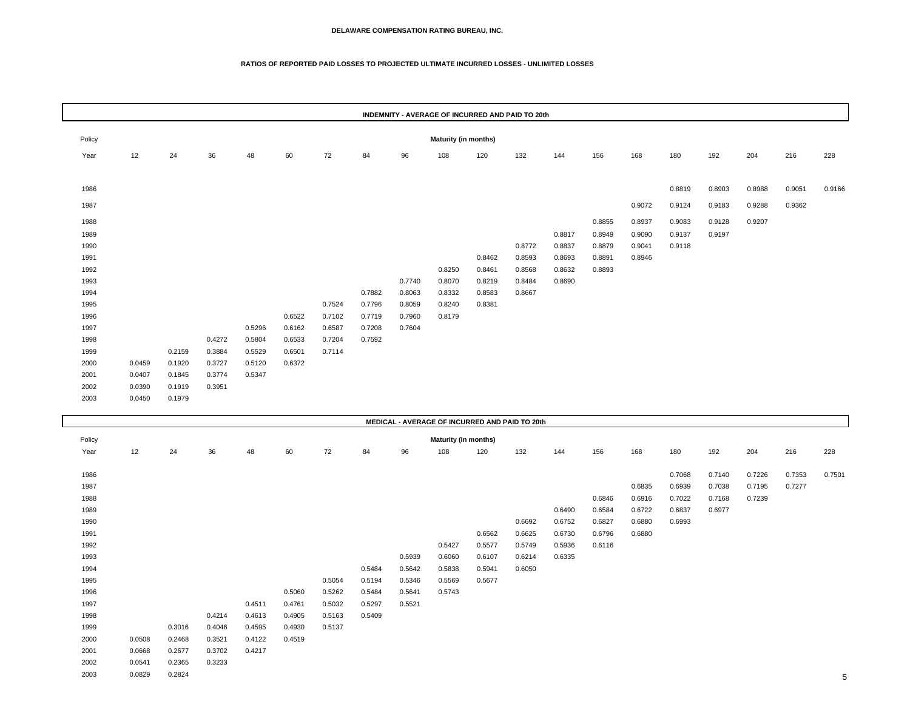**DELAWARE COMPENSATION RATING BUREAU, INC.**

**RATIOS OF REPORTED PAID LOSSES TO PROJECTED ULTIMATE INCURRED LOSSES - UNLIMITED LOSSES**

**INDEMNITY - AVERAGE OF INCURRED AND PAID TO 20th**

| Policy Year | 12 | 24 | 36 | 48 | 60 | 72 | 84 | 96 | 108 | 120 | 132 | 144 | 156 | 168 | 180 | 192 | 204 | 216 | 228 |
|---|---|---|---|---|---|---|---|---|---|---|---|---|---|---|---|---|---|---|---|
| 1986 | | | | | | | | | | | | | | | 0.8819 | 0.8903 | 0.8988 | 0.9051 | 0.9166 |
| 1987 | | | | | | | | | | | | | | 0.9072 | 0.9124 | 0.9183 | 0.9288 | 0.9362 | |
| 1988 | | | | | | | | | | | | | 0.8855 | 0.8937 | 0.9083 | 0.9128 | 0.9207 | | |
| 1989 | | | | | | | | | | | | 0.8817 | 0.8949 | 0.9090 | 0.9137 | 0.9197 | | | |
| 1990 | | | | | | | | | | | 0.8772 | 0.8837 | 0.8879 | 0.9041 | 0.9118 | | | | |
| 1991 | | | | | | | | | | 0.8462 | 0.8593 | 0.8693 | 0.8891 | 0.8946 | | | | | |
| 1992 | | | | | | | | | 0.8250 | 0.8461 | 0.8568 | 0.8632 | 0.8893 | | | | | | |
| 1993 | | | | | | | | 0.7740 | 0.8070 | 0.8219 | 0.8484 | 0.8690 | | | | | | | |
| 1994 | | | | | | | 0.7882 | 0.8063 | 0.8332 | 0.8583 | 0.8667 | | | | | | | | |
| 1995 | | | | | | 0.7524 | 0.7796 | 0.8059 | 0.8240 | 0.8381 | | | | | | | | | |
| 1996 | | | | | 0.6522 | 0.7102 | 0.7719 | 0.7960 | 0.8179 | | | | | | | | | | |
| 1997 | | | | 0.5296 | 0.6162 | 0.6587 | 0.7208 | 0.7604 | | | | | | | | | | | |
| 1998 | | | 0.4272 | 0.5804 | 0.6533 | 0.7204 | 0.7592 | | | | | | | | | | | | |
| 1999 | | 0.2159 | 0.3884 | 0.5529 | 0.6501 | 0.7114 | | | | | | | | | | | | | |
| 2000 | 0.0459 | 0.1920 | 0.3727 | 0.5120 | 0.6372 | | | | | | | | | | | | | | |
| 2001 | 0.0407 | 0.1845 | 0.3774 | 0.5347 | | | | | | | | | | | | | | | |
| 2002 | 0.0390 | 0.1919 | 0.3951 | | | | | | | | | | | | | | | | |
| 2003 | 0.0450 | 0.1979 | | | | | | | | | | | | | | | | | |

**MEDICAL - AVERAGE OF INCURRED AND PAID TO 20th**

| Policy Year | 12 | 24 | 36 | 48 | 60 | 72 | 84 | 96 | 108 | 120 | 132 | 144 | 156 | 168 | 180 | 192 | 204 | 216 | 228 |
|---|---|---|---|---|---|---|---|---|---|---|---|---|---|---|---|---|---|---|---|
| 1986 | | | | | | | | | | | | | | | 0.7068 | 0.7140 | 0.7226 | 0.7353 | 0.7501 |
| 1987 | | | | | | | | | | | | | | 0.6835 | 0.6939 | 0.7038 | 0.7195 | 0.7277 | |
| 1988 | | | | | | | | | | | | | 0.6846 | 0.6916 | 0.7022 | 0.7168 | 0.7239 | | |
| 1989 | | | | | | | | | | | | 0.6490 | 0.6584 | 0.6722 | 0.6837 | 0.6977 | | | |
| 1990 | | | | | | | | | | | 0.6692 | 0.6752 | 0.6827 | 0.6880 | 0.6993 | | | | |
| 1991 | | | | | | | | | | 0.6562 | 0.6625 | 0.6730 | 0.6796 | 0.6880 | | | | | |
| 1992 | | | | | | | | | 0.5427 | 0.5577 | 0.5749 | 0.5936 | 0.6116 | | | | | | |
| 1993 | | | | | | | | 0.5939 | 0.6060 | 0.6107 | 0.6214 | 0.6335 | | | | | | | |
| 1994 | | | | | | | 0.5484 | 0.5642 | 0.5838 | 0.5941 | 0.6050 | | | | | | | | |
| 1995 | | | | | | 0.5054 | 0.5194 | 0.5346 | 0.5569 | 0.5677 | | | | | | | | | |
| 1996 | | | | | 0.5060 | 0.5262 | 0.5484 | 0.5641 | 0.5743 | | | | | | | | | | |
| 1997 | | | | 0.4511 | 0.4761 | 0.5032 | 0.5297 | 0.5521 | | | | | | | | | | | |
| 1998 | | | 0.4214 | 0.4613 | 0.4905 | 0.5163 | 0.5409 | | | | | | | | | | | | |
| 1999 | | 0.3016 | 0.4046 | 0.4595 | 0.4930 | 0.5137 | | | | | | | | | | | | | |
| 2000 | 0.0508 | 0.2468 | 0.3521 | 0.4122 | 0.4519 | | | | | | | | | | | | | | |
| 2001 | 0.0668 | 0.2677 | 0.3702 | 0.4217 | | | | | | | | | | | | | | | |
| 2002 | 0.0541 | 0.2365 | 0.3233 | | | | | | | | | | | | | | | | |
| 2003 | 0.0829 | 0.2824 | | | | | | | | | | | | | | | | | |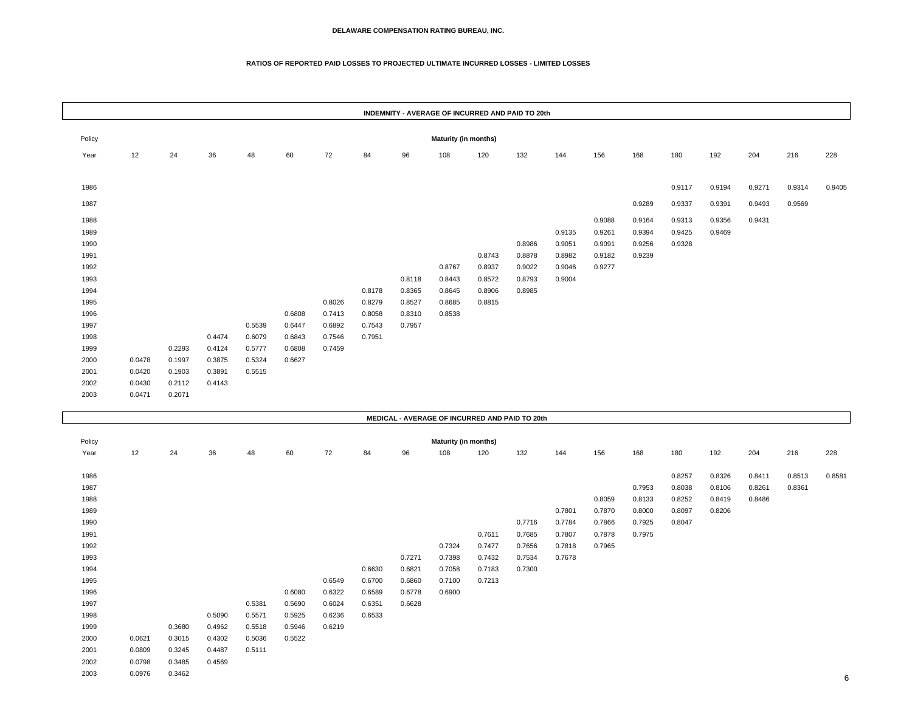DELAWARE COMPENSATION RATING BUREAU, INC.

RATIOS OF REPORTED PAID LOSSES TO PROJECTED ULTIMATE INCURRED LOSSES - LIMITED LOSSES

## INDEMNITY - AVERAGE OF INCURRED AND PAID TO 20th

| Policy Year | 12 | 24 | 36 | 48 | 60 | 72 | 84 | 96 | 108 | 120 | 132 | 144 | 156 | 168 | 180 | 192 | 204 | 216 | 228 |
|---|---|---|---|---|---|---|---|---|---|---|---|---|---|---|---|---|---|---|---|
| 1986 | | | | | | | | | | | | | | | 0.9117 | 0.9194 | 0.9271 | 0.9314 | 0.9405 |
| 1987 | | | | | | | | | | | | | | 0.9289 | 0.9337 | 0.9391 | 0.9493 | 0.9569 | |
| 1988 | | | | | | | | | | | | | 0.9088 | 0.9164 | 0.9313 | 0.9356 | 0.9431 | | |
| 1989 | | | | | | | | | | | | 0.9135 | 0.9261 | 0.9394 | 0.9425 | 0.9469 | | | |
| 1990 | | | | | | | | | | | 0.8986 | 0.9051 | 0.9091 | 0.9256 | 0.9328 | | | | |
| 1991 | | | | | | | | | | 0.8743 | 0.8878 | 0.8982 | 0.9182 | 0.9239 | | | | | |
| 1992 | | | | | | | | | 0.8767 | 0.8937 | 0.9022 | 0.9046 | 0.9277 | | | | | | |
| 1993 | | | | | | | | 0.8118 | 0.8443 | 0.8572 | 0.8793 | 0.9004 | | | | | | | |
| 1994 | | | | | | | 0.8178 | 0.8365 | 0.8645 | 0.8906 | 0.8985 | | | | | | | | |
| 1995 | | | | | | 0.8026 | 0.8279 | 0.8527 | 0.8685 | 0.8815 | | | | | | | | | |
| 1996 | | | | | 0.6808 | 0.7413 | 0.8058 | 0.8310 | 0.8538 | | | | | | | | | | |
| 1997 | | | | 0.5539 | 0.6447 | 0.6892 | 0.7543 | 0.7957 | | | | | | | | | | | |
| 1998 | | | 0.4474 | 0.6079 | 0.6843 | 0.7546 | 0.7951 | | | | | | | | | | | | |
| 1999 | | 0.2293 | 0.4124 | 0.5777 | 0.6808 | 0.7459 | | | | | | | | | | | | | |
| 2000 | 0.0478 | 0.1997 | 0.3875 | 0.5324 | 0.6627 | | | | | | | | | | | | | | |
| 2001 | 0.0420 | 0.1903 | 0.3891 | 0.5515 | | | | | | | | | | | | | | | |
| 2002 | 0.0430 | 0.2112 | 0.4143 | | | | | | | | | | | | | | | | |
| 2003 | 0.0471 | 0.2071 | | | | | | | | | | | | | | | | | |

## MEDICAL - AVERAGE OF INCURRED AND PAID TO 20th

| Policy Year | 12 | 24 | 36 | 48 | 60 | 72 | 84 | 96 | 108 | 120 | 132 | 144 | 156 | 168 | 180 | 192 | 204 | 216 | 228 |
|---|---|---|---|---|---|---|---|---|---|---|---|---|---|---|---|---|---|---|---|
| 1986 | | | | | | | | | | | | | | | 0.8257 | 0.8326 | 0.8411 | 0.8513 | 0.8581 |
| 1987 | | | | | | | | | | | | | | 0.7953 | 0.8038 | 0.8106 | 0.8261 | 0.8361 | |
| 1988 | | | | | | | | | | | | | 0.8059 | 0.8133 | 0.8252 | 0.8419 | 0.8486 | | |
| 1989 | | | | | | | | | | | | 0.7801 | 0.7870 | 0.8000 | 0.8097 | 0.8206 | | | |
| 1990 | | | | | | | | | | | 0.7716 | 0.7784 | 0.7866 | 0.7925 | 0.8047 | | | | |
| 1991 | | | | | | | | | | 0.7611 | 0.7685 | 0.7807 | 0.7878 | 0.7975 | | | | | |
| 1992 | | | | | | | | | 0.7324 | 0.7477 | 0.7656 | 0.7818 | 0.7965 | | | | | | |
| 1993 | | | | | | | | 0.7271 | 0.7398 | 0.7432 | 0.7534 | 0.7678 | | | | | | | |
| 1994 | | | | | | | 0.6630 | 0.6821 | 0.7058 | 0.7183 | 0.7300 | | | | | | | | |
| 1995 | | | | | | 0.6549 | 0.6700 | 0.6860 | 0.7100 | 0.7213 | | | | | | | | | |
| 1996 | | | | | 0.6080 | 0.6322 | 0.6589 | 0.6778 | 0.6900 | | | | | | | | | | |
| 1997 | | | | 0.5381 | 0.5690 | 0.6024 | 0.6351 | 0.6628 | | | | | | | | | | | |
| 1998 | | | 0.5090 | 0.5571 | 0.5925 | 0.6236 | 0.6533 | | | | | | | | | | | | |
| 1999 | | 0.3680 | 0.4962 | 0.5518 | 0.5946 | 0.6219 | | | | | | | | | | | | | |
| 2000 | 0.0621 | 0.3015 | 0.4302 | 0.5036 | 0.5522 | | | | | | | | | | | | | | |
| 2001 | 0.0809 | 0.3245 | 0.4487 | 0.5111 | | | | | | | | | | | | | | | |
| 2002 | 0.0798 | 0.3485 | 0.4569 | | | | | | | | | | | | | | | | |
| 2003 | 0.0976 | 0.3462 | | | | | | | | | | | | | | | | | |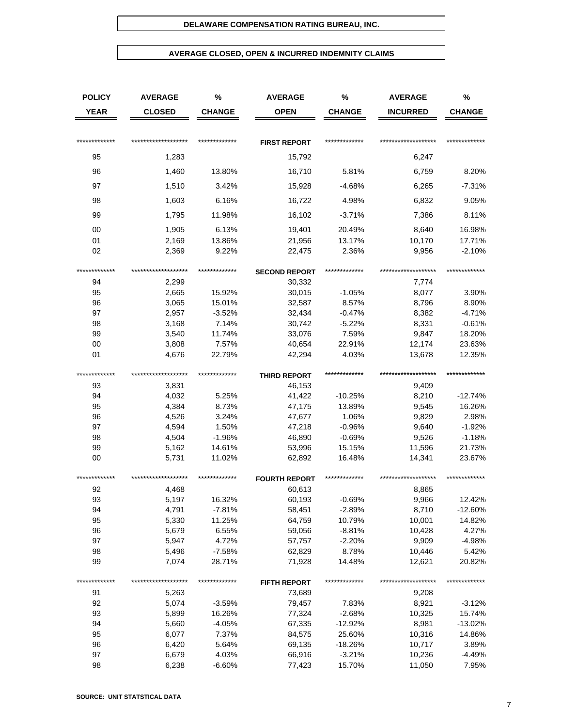# DELAWARE COMPENSATION RATING BUREAU, INC.

## AVERAGE CLOSED, OPEN & INCURRED INDEMNITY CLAIMS

| POLICY YEAR | AVERAGE CLOSED | % CHANGE | AVERAGE OPEN | % CHANGE | AVERAGE INCURRED | % CHANGE |
|---|---|---|---|---|---|---|
| ************* | ****************** | ************* | **FIRST REPORT** | ************* | ****************** | ************* |
| 95 | 1,283 | | 15,792 | | 6,247 | |
| 96 | 1,460 | 13.80% | 16,710 | 5.81% | 6,759 | 8.20% |
| 97 | 1,510 | 3.42% | 15,928 | -4.68% | 6,265 | -7.31% |
| 98 | 1,603 | 6.16% | 16,722 | 4.98% | 6,832 | 9.05% |
| 99 | 1,795 | 11.98% | 16,102 | -3.71% | 7,386 | 8.11% |
| 00 | 1,905 | 6.13% | 19,401 | 20.49% | 8,640 | 16.98% |
| 01 | 2,169 | 13.86% | 21,956 | 13.17% | 10,170 | 17.71% |
| 02 | 2,369 | 9.22% | 22,475 | 2.36% | 9,956 | -2.10% |
| ************* | ****************** | ************* | **SECOND REPORT** | ************* | ****************** | ************* |
| 94 | 2,299 | | 30,332 | | 7,774 | |
| 95 | 2,665 | 15.92% | 30,015 | -1.05% | 8,077 | 3.90% |
| 96 | 3,065 | 15.01% | 32,587 | 8.57% | 8,796 | 8.90% |
| 97 | 2,957 | -3.52% | 32,434 | -0.47% | 8,382 | -4.71% |
| 98 | 3,168 | 7.14% | 30,742 | -5.22% | 8,331 | -0.61% |
| 99 | 3,540 | 11.74% | 33,076 | 7.59% | 9,847 | 18.20% |
| 00 | 3,808 | 7.57% | 40,654 | 22.91% | 12,174 | 23.63% |
| 01 | 4,676 | 22.79% | 42,294 | 4.03% | 13,678 | 12.35% |
| ************* | ****************** | ************* | **THIRD REPORT** | ************* | ****************** | ************* |
| 93 | 3,831 | | 46,153 | | 9,409 | |
| 94 | 4,032 | 5.25% | 41,422 | -10.25% | 8,210 | -12.74% |
| 95 | 4,384 | 8.73% | 47,175 | 13.89% | 9,545 | 16.26% |
| 96 | 4,526 | 3.24% | 47,677 | 1.06% | 9,829 | 2.98% |
| 97 | 4,594 | 1.50% | 47,218 | -0.96% | 9,640 | -1.92% |
| 98 | 4,504 | -1.96% | 46,890 | -0.69% | 9,526 | -1.18% |
| 99 | 5,162 | 14.61% | 53,996 | 15.15% | 11,596 | 21.73% |
| 00 | 5,731 | 11.02% | 62,892 | 16.48% | 14,341 | 23.67% |
| ************* | ****************** | ************* | **FOURTH REPORT** | ************* | ****************** | ************* |
| 92 | 4,468 | | 60,613 | | 8,865 | |
| 93 | 5,197 | 16.32% | 60,193 | -0.69% | 9,966 | 12.42% |
| 94 | 4,791 | -7.81% | 58,451 | -2.89% | 8,710 | -12.60% |
| 95 | 5,330 | 11.25% | 64,759 | 10.79% | 10,001 | 14.82% |
| 96 | 5,679 | 6.55% | 59,056 | -8.81% | 10,428 | 4.27% |
| 97 | 5,947 | 4.72% | 57,757 | -2.20% | 9,909 | -4.98% |
| 98 | 5,496 | -7.58% | 62,829 | 8.78% | 10,446 | 5.42% |
| 99 | 7,074 | 28.71% | 71,928 | 14.48% | 12,621 | 20.82% |
| ************* | ****************** | ************* | **FIFTH REPORT** | ************* | ****************** | ************* |
| 91 | 5,263 | | 73,689 | | 9,208 | |
| 92 | 5,074 | -3.59% | 79,457 | 7.83% | 8,921 | -3.12% |
| 93 | 5,899 | 16.26% | 77,324 | -2.68% | 10,325 | 15.74% |
| 94 | 5,660 | -4.05% | 67,335 | -12.92% | 8,981 | -13.02% |
| 95 | 6,077 | 7.37% | 84,575 | 25.60% | 10,316 | 14.86% |
| 96 | 6,420 | 5.64% | 69,135 | -18.26% | 10,717 | 3.89% |
| 97 | 6,679 | 4.03% | 66,916 | -3.21% | 10,236 | -4.49% |
| 98 | 6,238 | -6.60% | 77,423 | 15.70% | 11,050 | 7.95% |

**SOURCE: UNIT STATSTICAL DATA**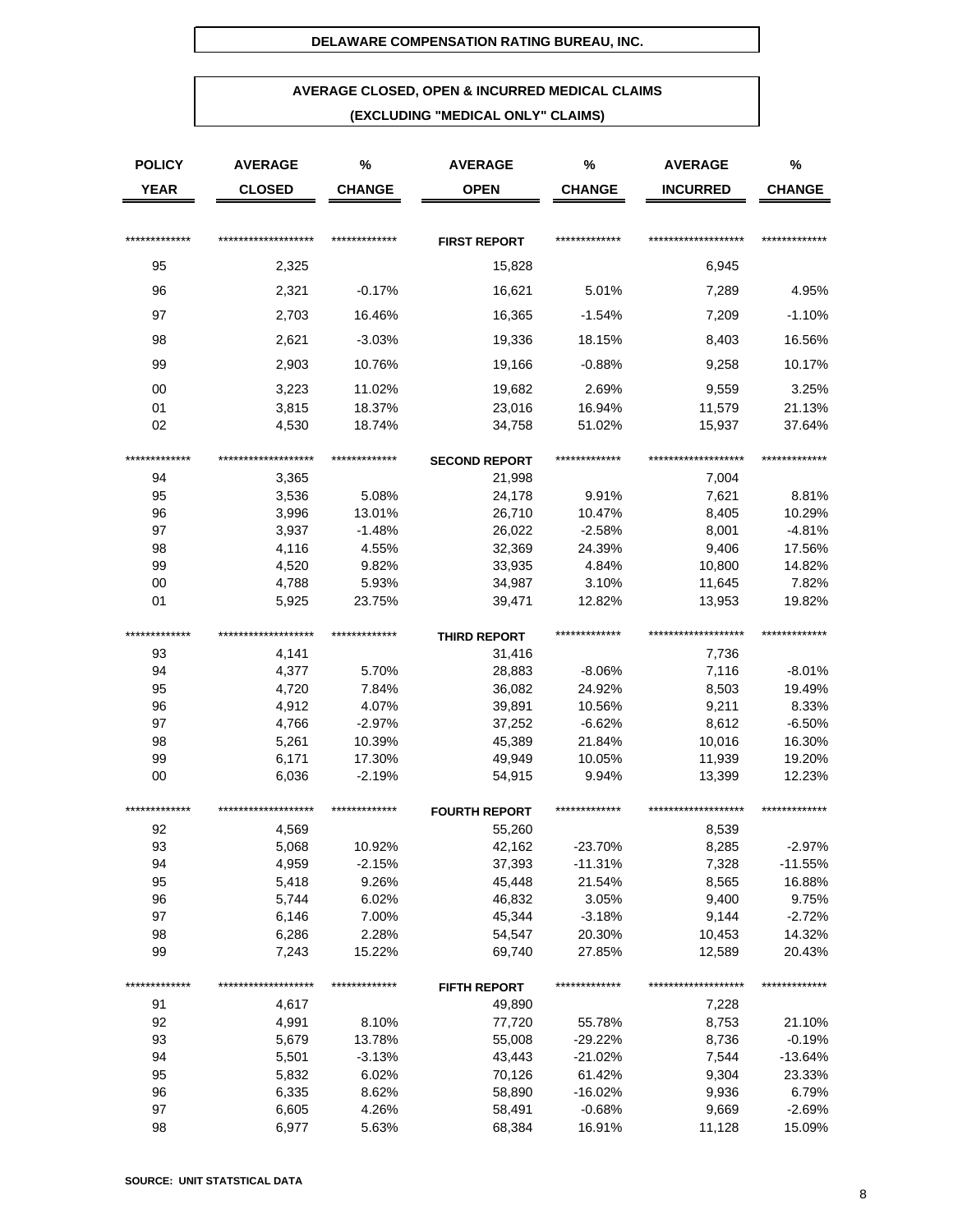**DELAWARE COMPENSATION RATING BUREAU, INC.**

**AVERAGE CLOSED, OPEN & INCURRED MEDICAL CLAIMS**

**(EXCLUDING "MEDICAL ONLY" CLAIMS)**

| POLICY YEAR | AVERAGE CLOSED | % CHANGE | AVERAGE OPEN | % CHANGE | AVERAGE INCURRED | % CHANGE |
|---|---|---|---|---|---|---|
| ************* | ******************* | ************* | **FIRST REPORT** | ************* | ******************* | ************* |
| 95 | 2,325 | | 15,828 | | 6,945 | |
| 96 | 2,321 | -0.17% | 16,621 | 5.01% | 7,289 | 4.95% |
| 97 | 2,703 | 16.46% | 16,365 | -1.54% | 7,209 | -1.10% |
| 98 | 2,621 | -3.03% | 19,336 | 18.15% | 8,403 | 16.56% |
| 99 | 2,903 | 10.76% | 19,166 | -0.88% | 9,258 | 10.17% |
| 00 | 3,223 | 11.02% | 19,682 | 2.69% | 9,559 | 3.25% |
| 01 | 3,815 | 18.37% | 23,016 | 16.94% | 11,579 | 21.13% |
| 02 | 4,530 | 18.74% | 34,758 | 51.02% | 15,937 | 37.64% |
| ************* | ******************* | ************* | **SECOND REPORT** | ************* | ******************* | ************* |
| 94 | 3,365 | | 21,998 | | 7,004 | |
| 95 | 3,536 | 5.08% | 24,178 | 9.91% | 7,621 | 8.81% |
| 96 | 3,996 | 13.01% | 26,710 | 10.47% | 8,405 | 10.29% |
| 97 | 3,937 | -1.48% | 26,022 | -2.58% | 8,001 | -4.81% |
| 98 | 4,116 | 4.55% | 32,369 | 24.39% | 9,406 | 17.56% |
| 99 | 4,520 | 9.82% | 33,935 | 4.84% | 10,800 | 14.82% |
| 00 | 4,788 | 5.93% | 34,987 | 3.10% | 11,645 | 7.82% |
| 01 | 5,925 | 23.75% | 39,471 | 12.82% | 13,953 | 19.82% |
| ************* | ******************* | ************* | **THIRD REPORT** | ************* | ******************* | ************* |
| 93 | 4,141 | | 31,416 | | 7,736 | |
| 94 | 4,377 | 5.70% | 28,883 | -8.06% | 7,116 | -8.01% |
| 95 | 4,720 | 7.84% | 36,082 | 24.92% | 8,503 | 19.49% |
| 96 | 4,912 | 4.07% | 39,891 | 10.56% | 9,211 | 8.33% |
| 97 | 4,766 | -2.97% | 37,252 | -6.62% | 8,612 | -6.50% |
| 98 | 5,261 | 10.39% | 45,389 | 21.84% | 10,016 | 16.30% |
| 99 | 6,171 | 17.30% | 49,949 | 10.05% | 11,939 | 19.20% |
| 00 | 6,036 | -2.19% | 54,915 | 9.94% | 13,399 | 12.23% |
| ************* | ******************* | ************* | **FOURTH REPORT** | ************* | ******************* | ************* |
| 92 | 4,569 | | 55,260 | | 8,539 | |
| 93 | 5,068 | 10.92% | 42,162 | -23.70% | 8,285 | -2.97% |
| 94 | 4,959 | -2.15% | 37,393 | -11.31% | 7,328 | -11.55% |
| 95 | 5,418 | 9.26% | 45,448 | 21.54% | 8,565 | 16.88% |
| 96 | 5,744 | 6.02% | 46,832 | 3.05% | 9,400 | 9.75% |
| 97 | 6,146 | 7.00% | 45,344 | -3.18% | 9,144 | -2.72% |
| 98 | 6,286 | 2.28% | 54,547 | 20.30% | 10,453 | 14.32% |
| 99 | 7,243 | 15.22% | 69,740 | 27.85% | 12,589 | 20.43% |
| ************* | ******************* | ************* | **FIFTH REPORT** | ************* | ******************* | ************* |
| 91 | 4,617 | | 49,890 | | 7,228 | |
| 92 | 4,991 | 8.10% | 77,720 | 55.78% | 8,753 | 21.10% |
| 93 | 5,679 | 13.78% | 55,008 | -29.22% | 8,736 | -0.19% |
| 94 | 5,501 | -3.13% | 43,443 | -21.02% | 7,544 | -13.64% |
| 95 | 5,832 | 6.02% | 70,126 | 61.42% | 9,304 | 23.33% |
| 96 | 6,335 | 8.62% | 58,890 | -16.02% | 9,936 | 6.79% |
| 97 | 6,605 | 4.26% | 58,491 | -0.68% | 9,669 | -2.69% |
| 98 | 6,977 | 5.63% | 68,384 | 16.91% | 11,128 | 15.09% |

**SOURCE: UNIT STATSTICAL DATA**